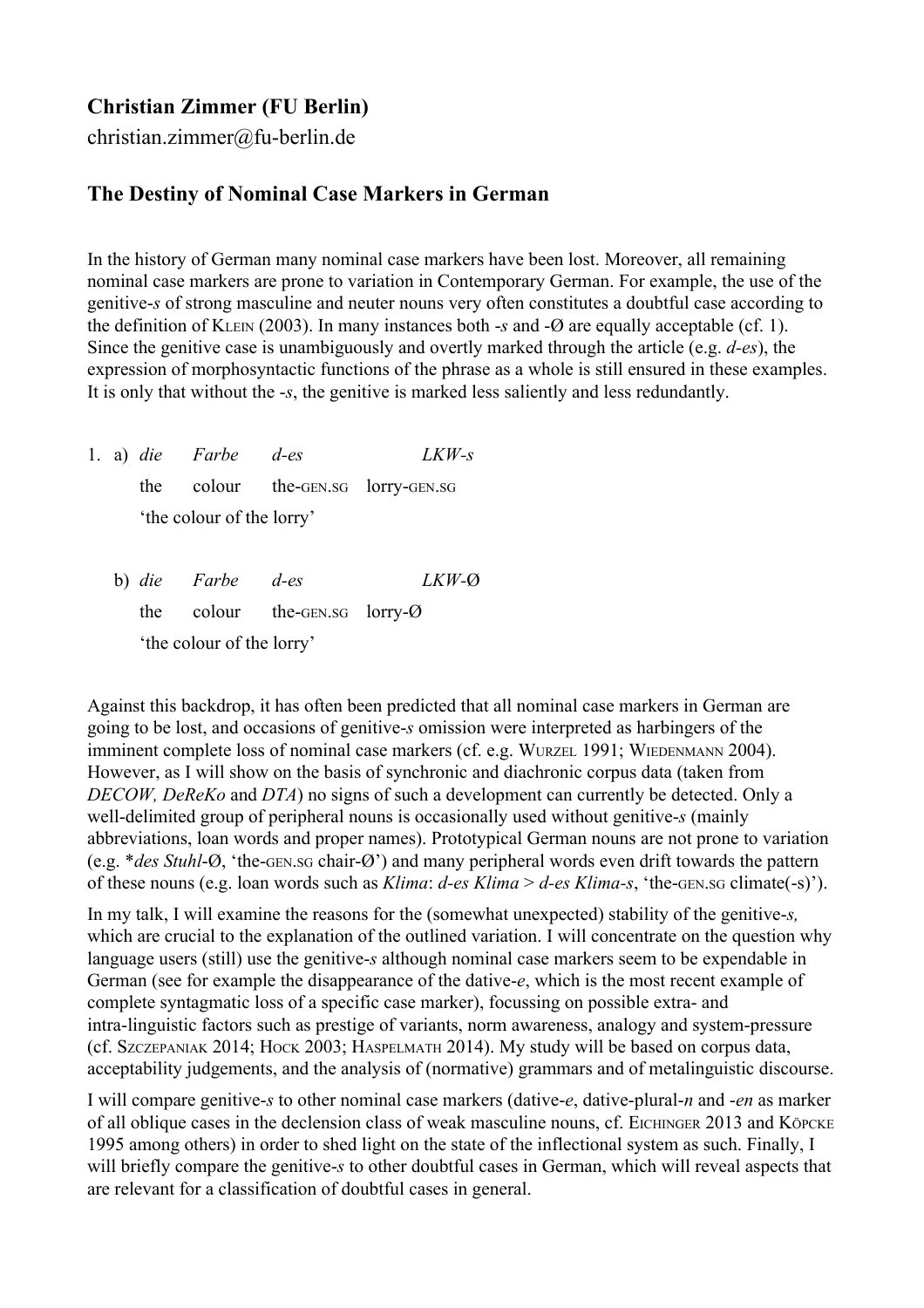**Christian Zimmer (FU Berlin)**

christian.zimmer@fu-berlin.de

## The Destiny of Nominal Case Markers in German

In the history of German many nominal case markers have been lost. Moreover, all remaining nominal case markers are prone to variation in Contemporary German. For example, the use of the genitive-*s* of strong masculine and neuter nouns very often constitutes a doubtful case according to the definition of KLEIN (2003). In many instances both -*s* and -Ø are equally acceptable (cf. 1). Since the genitive case is unambiguously and overtly marked through the article (e.g. *d-es*), the expression of morphosyntactic functions of the phrase as a whole is still ensured in these examples. It is only that without the -*s*, the genitive is marked less saliently and less redundantly.

1. a) *die* *Farbe* *d-es* *LKW-s*
   the colour the-GEN.SG lorry-GEN.SG
   'the colour of the lorry'

   b) *die* *Farbe* *d-es* *LKW-Ø*
   the colour the-GEN.SG lorry-Ø
   'the colour of the lorry'

Against this backdrop, it has often been predicted that all nominal case markers in German are going to be lost, and occasions of genitive-*s* omission were interpreted as harbingers of the imminent complete loss of nominal case markers (cf. e.g. WURZEL 1991; WIEDENMANN 2004). However, as I will show on the basis of synchronic and diachronic corpus data (taken from *DECOW, DeReKo* and *DTA*) no signs of such a development can currently be detected. Only a well-delimited group of peripheral nouns is occasionally used without genitive-*s* (mainly abbreviations, loan words and proper names). Prototypical German nouns are not prone to variation (e.g. **des Stuhl*-Ø, 'the-GEN.SG chair-Ø') and many peripheral words even drift towards the pattern of these nouns (e.g. loan words such as *Klima*: *d-es Klima* > *d-es Klima-s*, 'the-GEN.SG climate(-s)').

In my talk, I will examine the reasons for the (somewhat unexpected) stability of the genitive-*s,* which are crucial to the explanation of the outlined variation. I will concentrate on the question why language users (still) use the genitive-*s* although nominal case markers seem to be expendable in German (see for example the disappearance of the dative-*e*, which is the most recent example of complete syntagmatic loss of a specific case marker), focussing on possible extra- and intra-linguistic factors such as prestige of variants, norm awareness, analogy and system-pressure (cf. SZCZEPANIAK 2014; HOCK 2003; HASPELMATH 2014). My study will be based on corpus data, acceptability judgements, and the analysis of (normative) grammars and of metalinguistic discourse.

I will compare genitive-*s* to other nominal case markers (dative-*e*, dative-plural-*n* and -*en* as marker of all oblique cases in the declension class of weak masculine nouns, cf. EICHINGER 2013 and KÖPCKE 1995 among others) in order to shed light on the state of the inflectional system as such. Finally, I will briefly compare the genitive-*s* to other doubtful cases in German, which will reveal aspects that are relevant for a classification of doubtful cases in general.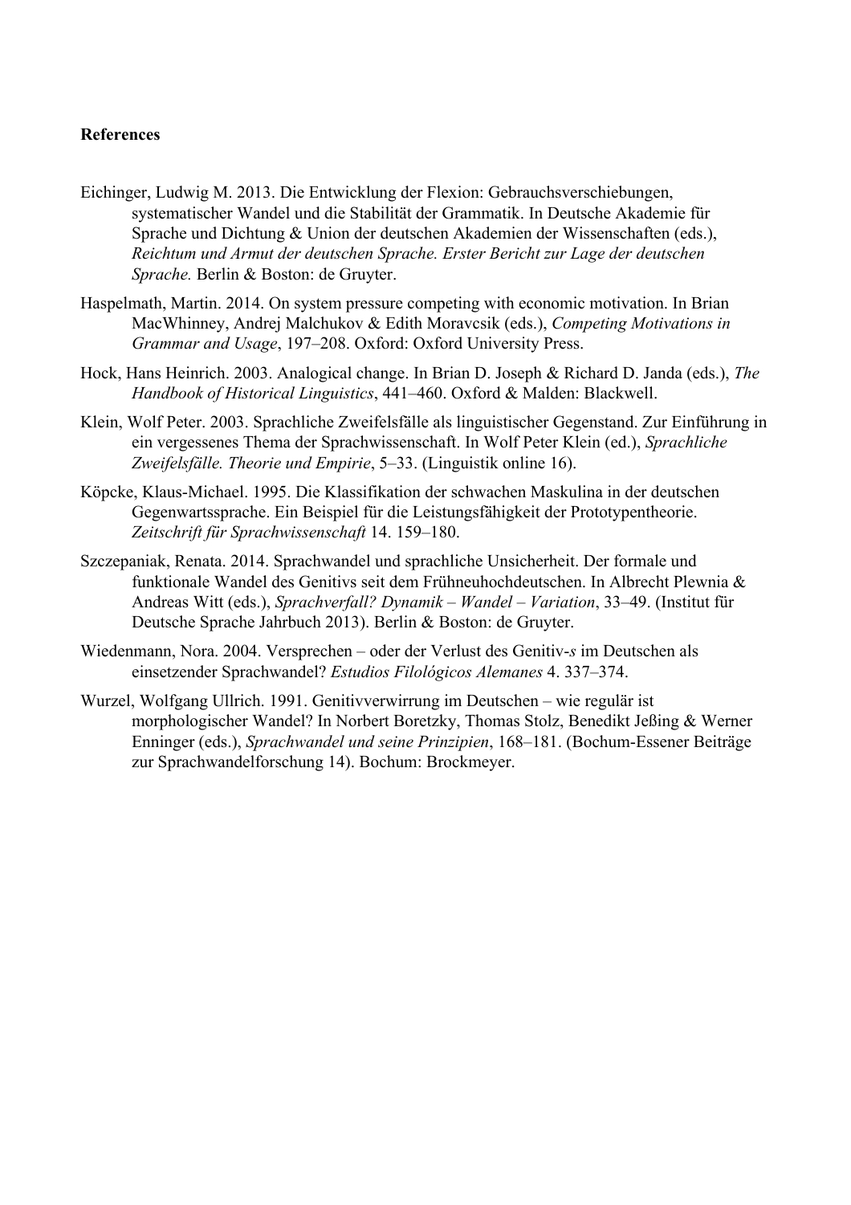**References**

Eichinger, Ludwig M. 2013. Die Entwicklung der Flexion: Gebrauchsverschiebungen, systematischer Wandel und die Stabilität der Grammatik. In Deutsche Akademie für Sprache und Dichtung & Union der deutschen Akademien der Wissenschaften (eds.), *Reichtum und Armut der deutschen Sprache. Erster Bericht zur Lage der deutschen Sprache.* Berlin & Boston: de Gruyter.

Haspelmath, Martin. 2014. On system pressure competing with economic motivation. In Brian MacWhinney, Andrej Malchukov & Edith Moravcsik (eds.), *Competing Motivations in Grammar and Usage*, 197–208. Oxford: Oxford University Press.

Hock, Hans Heinrich. 2003. Analogical change. In Brian D. Joseph & Richard D. Janda (eds.), *The Handbook of Historical Linguistics*, 441–460. Oxford & Malden: Blackwell.

Klein, Wolf Peter. 2003. Sprachliche Zweifelsfälle als linguistischer Gegenstand. Zur Einführung in ein vergessenes Thema der Sprachwissenschaft. In Wolf Peter Klein (ed.), *Sprachliche Zweifelsfälle. Theorie und Empirie*, 5–33. (Linguistik online 16).

Köpcke, Klaus-Michael. 1995. Die Klassifikation der schwachen Maskulina in der deutschen Gegenwartssprache. Ein Beispiel für die Leistungsfähigkeit der Prototypentheorie. *Zeitschrift für Sprachwissenschaft* 14. 159–180.

Szczepaniak, Renata. 2014. Sprachwandel und sprachliche Unsicherheit. Der formale und funktionale Wandel des Genitivs seit dem Frühneuhochdeutschen. In Albrecht Plewnia & Andreas Witt (eds.), *Sprachverfall? Dynamik – Wandel – Variation*, 33–49. (Institut für Deutsche Sprache Jahrbuch 2013). Berlin & Boston: de Gruyter.

Wiedenmann, Nora. 2004. Versprechen – oder der Verlust des Genitiv-*s* im Deutschen als einsetzender Sprachwandel? *Estudios Filológicos Alemanes* 4. 337–374.

Wurzel, Wolfgang Ullrich. 1991. Genitivverwirrung im Deutschen – wie regulär ist morphologischer Wandel? In Norbert Boretzky, Thomas Stolz, Benedikt Jeßing & Werner Enninger (eds.), *Sprachwandel und seine Prinzipien*, 168–181. (Bochum-Essener Beiträge zur Sprachwandelforschung 14). Bochum: Brockmeyer.